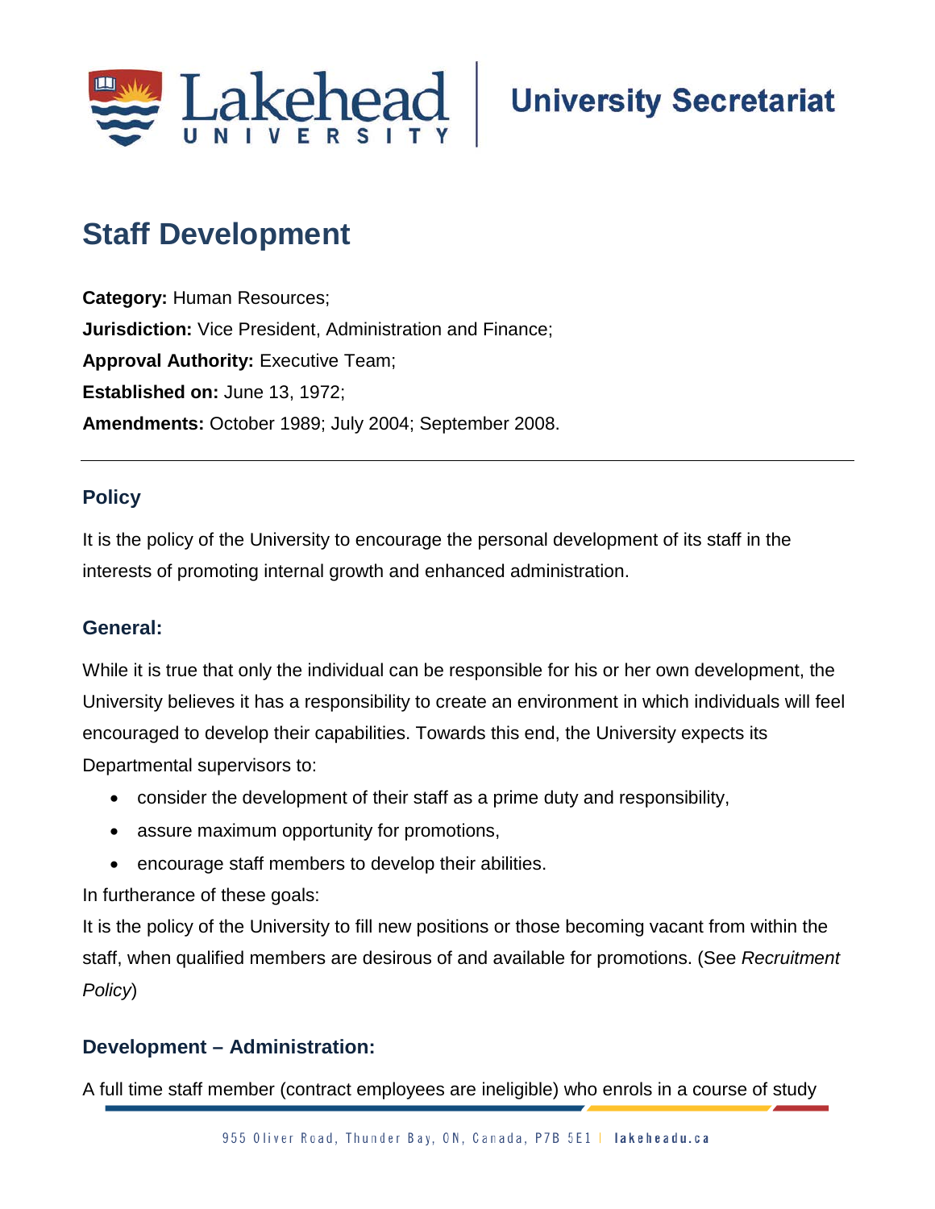# Staff Development

**Category:** Human Resources;
**Jurisdiction:** Vice President, Administration and Finance;
**Approval Authority:** Executive Team;
**Established on:** June 13, 1972;
**Amendments:** October 1989; July 2004; September 2008.

---

## Policy

It is the policy of the University to encourage the personal development of its staff in the interests of promoting internal growth and enhanced administration.

## General:

While it is true that only the individual can be responsible for his or her own development, the University believes it has a responsibility to create an environment in which individuals will feel encouraged to develop their capabilities. Towards this end, the University expects its Departmental supervisors to:

- consider the development of their staff as a prime duty and responsibility,
- assure maximum opportunity for promotions,
- encourage staff members to develop their abilities.

In furtherance of these goals:

It is the policy of the University to fill new positions or those becoming vacant from within the staff, when qualified members are desirous of and available for promotions. (See *Recruitment Policy*)

## Development – Administration:

A full time staff member (contract employees are ineligible) who enrols in a course of study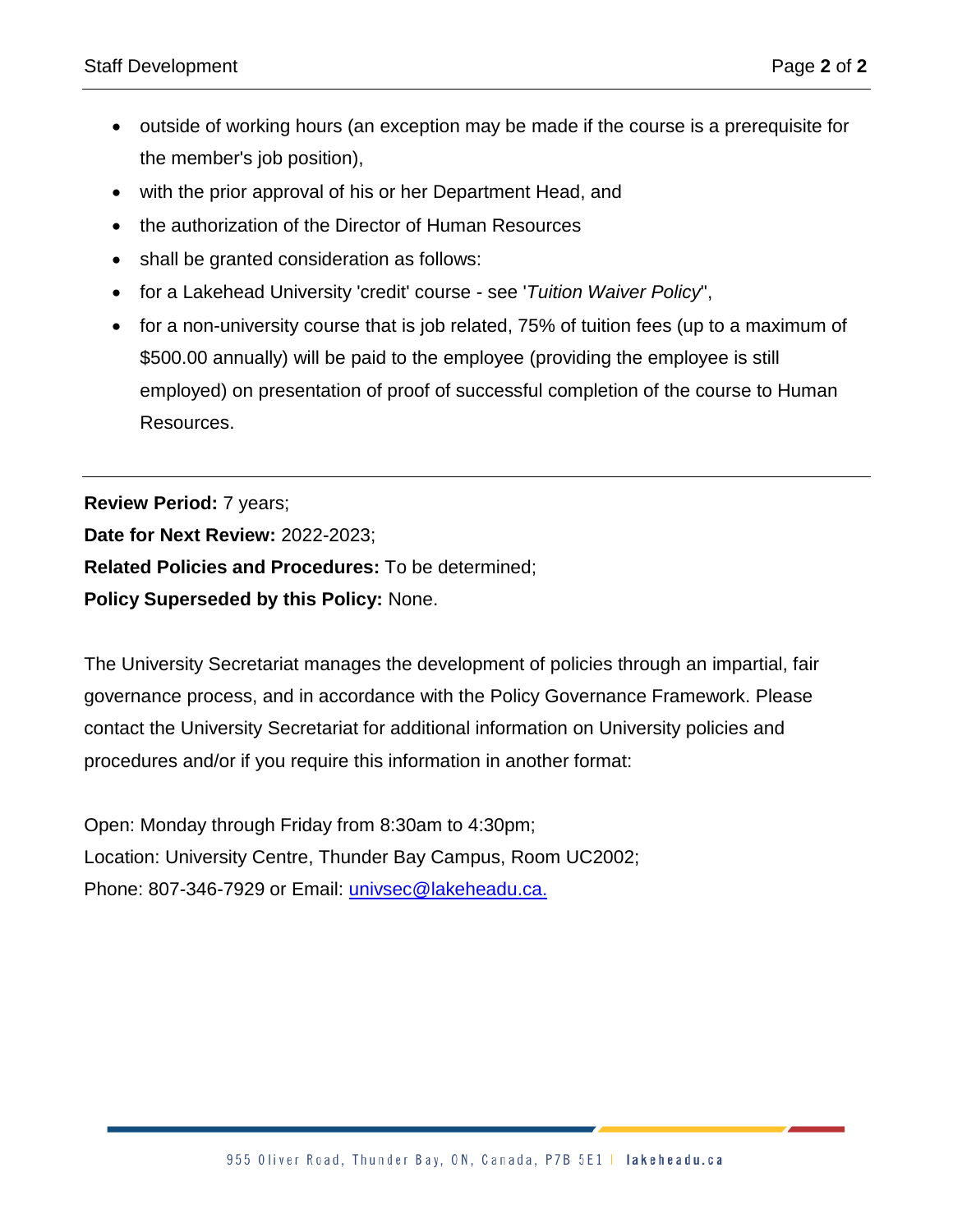- outside of working hours (an exception may be made if the course is a prerequisite for the member's job position),
- with the prior approval of his or her Department Head, and
- the authorization of the Director of Human Resources
- shall be granted consideration as follows:
- for a Lakehead University 'credit' course - see '*Tuition Waiver Policy*",
- for a non-university course that is job related, 75% of tuition fees (up to a maximum of $500.00 annually) will be paid to the employee (providing the employee is still employed) on presentation of proof of successful completion of the course to Human Resources.

---

**Review Period:** 7 years;
**Date for Next Review:** 2022-2023;
**Related Policies and Procedures:** To be determined;
**Policy Superseded by this Policy:** None.

The University Secretariat manages the development of policies through an impartial, fair governance process, and in accordance with the Policy Governance Framework. Please contact the University Secretariat for additional information on University policies and procedures and/or if you require this information in another format:

Open: Monday through Friday from 8:30am to 4:30pm;
Location: University Centre, Thunder Bay Campus, Room UC2002;
Phone: 807-346-7929 or Email: univsec@lakeheadu.ca.